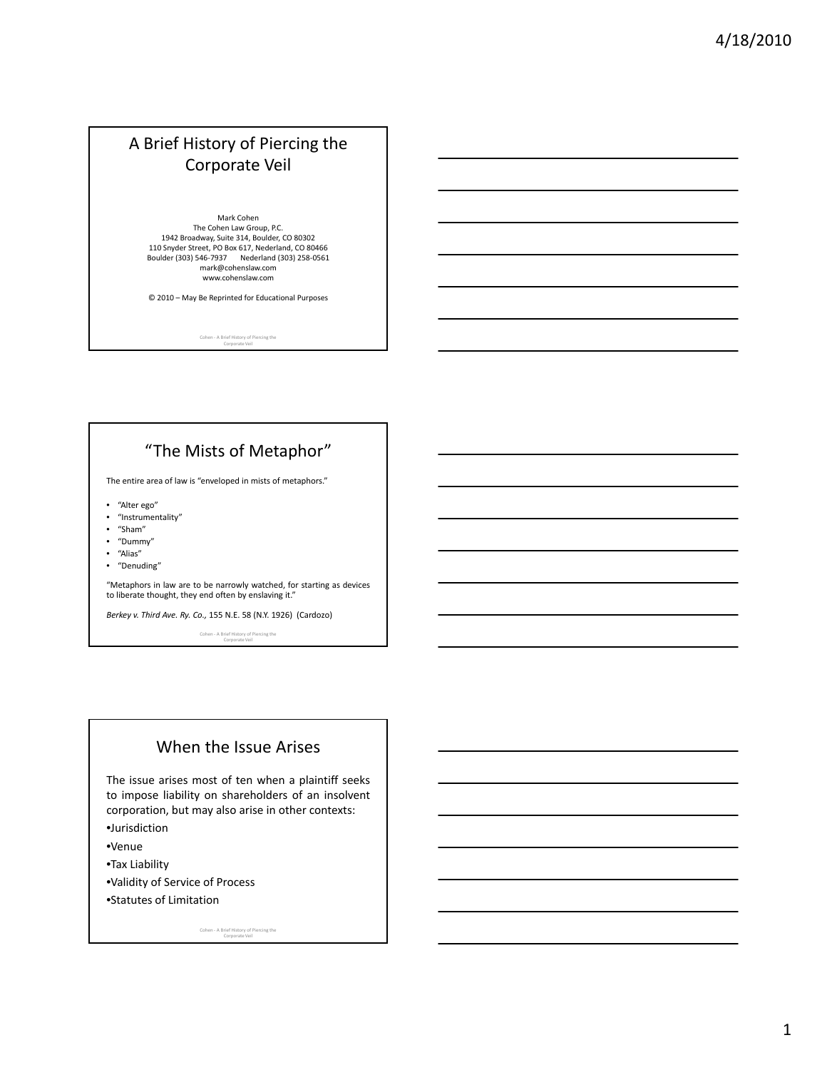# A Brief History of Piercing the Corporate Veil

Mark Cohen
The Cohen Law Group, P.C.
1942 Broadway, Suite 314, Boulder, CO 80302
110 Snyder Street, PO Box 617, Nederland, CO 80466
Boulder (303) 546-7937 Nederland (303) 258-0561
mark@cohenslaw.com
www.cohenslaw.com

© 2010 – May Be Reprinted for Educational Purposes

## "The Mists of Metaphor"

The entire area of law is "enveloped in mists of metaphors."

- "Alter ego"
- "Instrumentality"
- "Sham"
- "Dummy"
- "Alias"
- "Denuding"

"Metaphors in law are to be narrowly watched, for starting as devices to liberate thought, they end often by enslaving it."

*Berkey v. Third Ave. Ry. Co.,* 155 N.E. 58 (N.Y. 1926) (Cardozo)

## When the Issue Arises

The issue arises most of ten when a plaintiff seeks to impose liability on shareholders of an insolvent corporation, but may also arise in other contexts:

- Jurisdiction
- Venue
- Tax Liability
- Validity of Service of Process
- Statutes of Limitation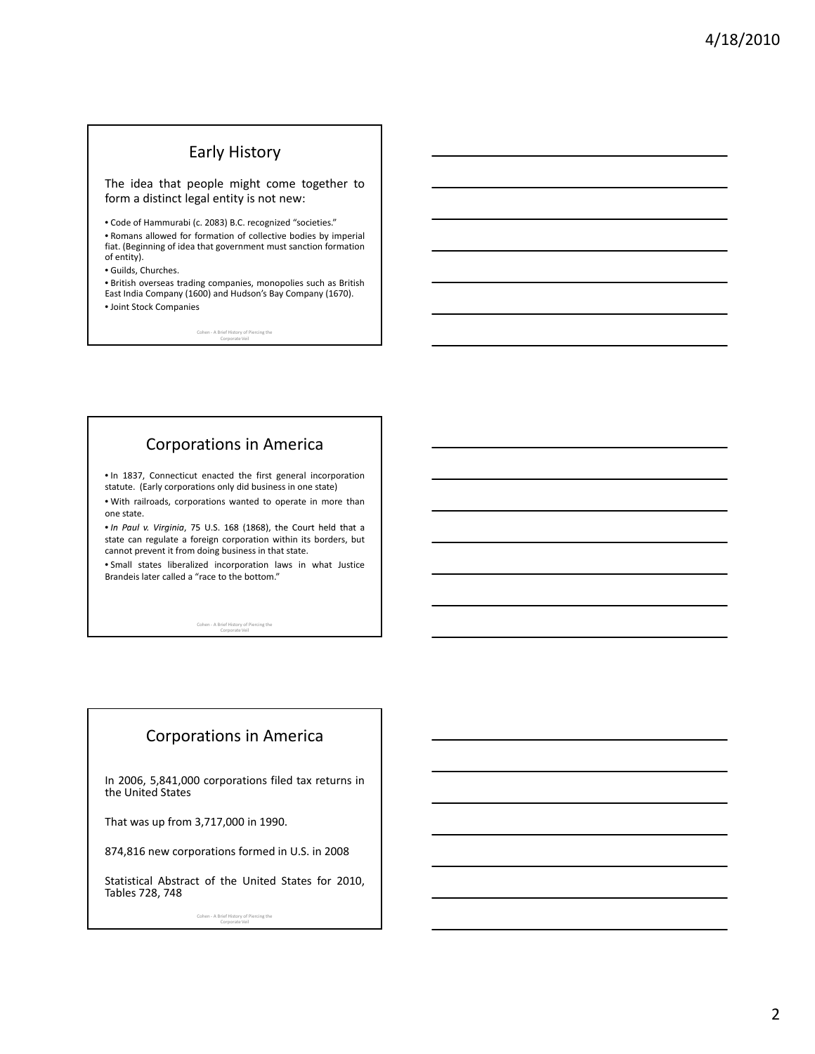## Early History

The idea that people might come together to form a distinct legal entity is not new:

- Code of Hammurabi (c. 2083) B.C. recognized "societies."
- Romans allowed for formation of collective bodies by imperial fiat. (Beginning of idea that government must sanction formation of entity).
- Guilds, Churches.
- British overseas trading companies, monopolies such as British East India Company (1600) and Hudson's Bay Company (1670).
- Joint Stock Companies

## Corporations in America

- In 1837, Connecticut enacted the first general incorporation statute. (Early corporations only did business in one state)
- With railroads, corporations wanted to operate in more than one state.
- *In Paul v. Virginia*, 75 U.S. 168 (1868), the Court held that a state can regulate a foreign corporation within its borders, but cannot prevent it from doing business in that state.
- Small states liberalized incorporation laws in what Justice Brandeis later called a "race to the bottom."

## Corporations in America

In 2006, 5,841,000 corporations filed tax returns in the United States

That was up from 3,717,000 in 1990.

874,816 new corporations formed in U.S. in 2008

Statistical Abstract of the United States for 2010, Tables 728, 748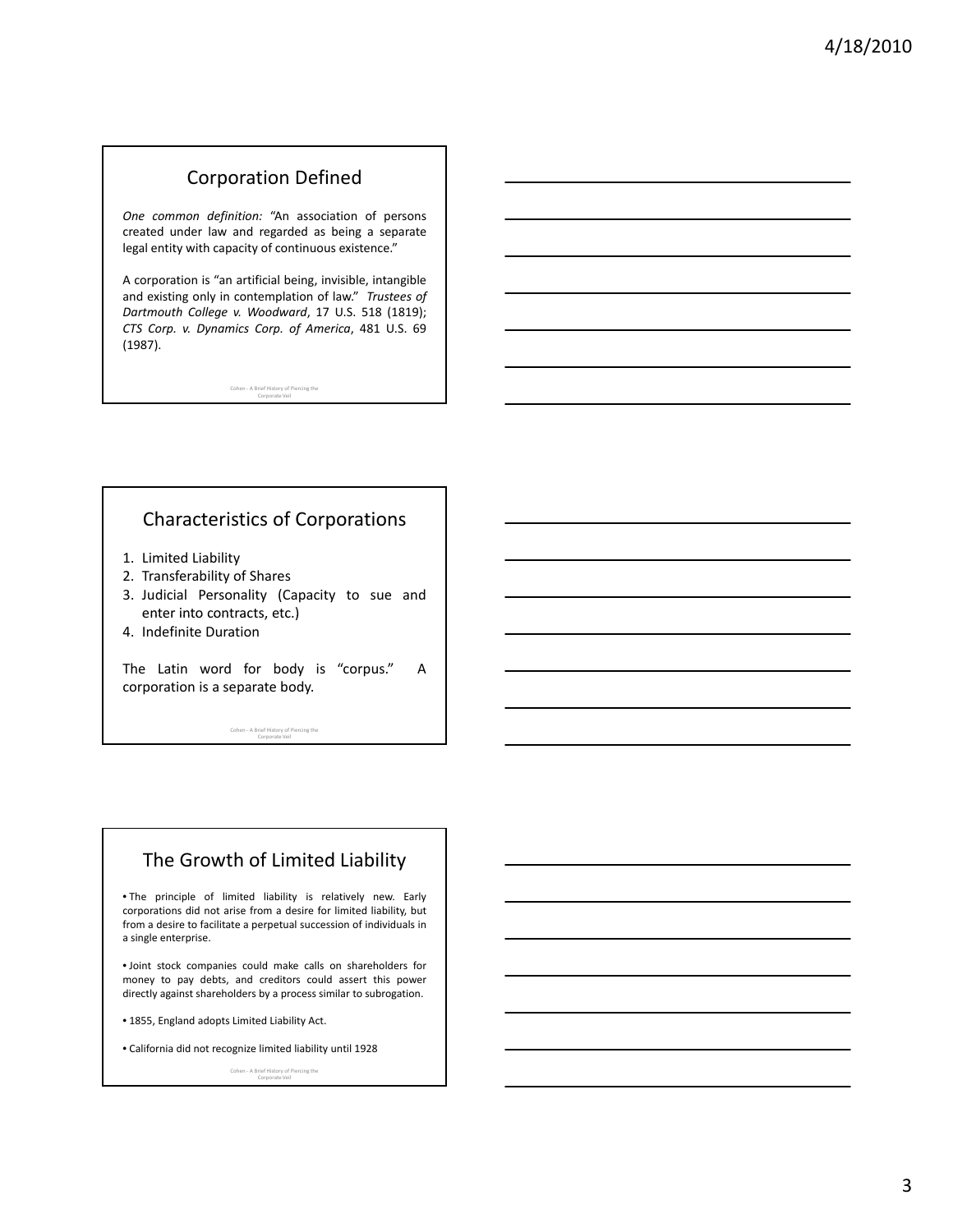## Corporation Defined

*One common definition:* "An association of persons created under law and regarded as being a separate legal entity with capacity of continuous existence."

A corporation is "an artificial being, invisible, intangible and existing only in contemplation of law." *Trustees of Dartmouth College v. Woodward*, 17 U.S. 518 (1819); *CTS Corp. v. Dynamics Corp. of America*, 481 U.S. 69 (1987).

## Characteristics of Corporations

1. Limited Liability
2. Transferability of Shares
3. Judicial Personality (Capacity to sue and enter into contracts, etc.)
4. Indefinite Duration

The Latin word for body is "corpus." A corporation is a separate body.

## The Growth of Limited Liability

- The principle of limited liability is relatively new. Early corporations did not arise from a desire for limited liability, but from a desire to facilitate a perpetual succession of individuals in a single enterprise.
- Joint stock companies could make calls on shareholders for money to pay debts, and creditors could assert this power directly against shareholders by a process similar to subrogation.
- 1855, England adopts Limited Liability Act.
- California did not recognize limited liability until 1928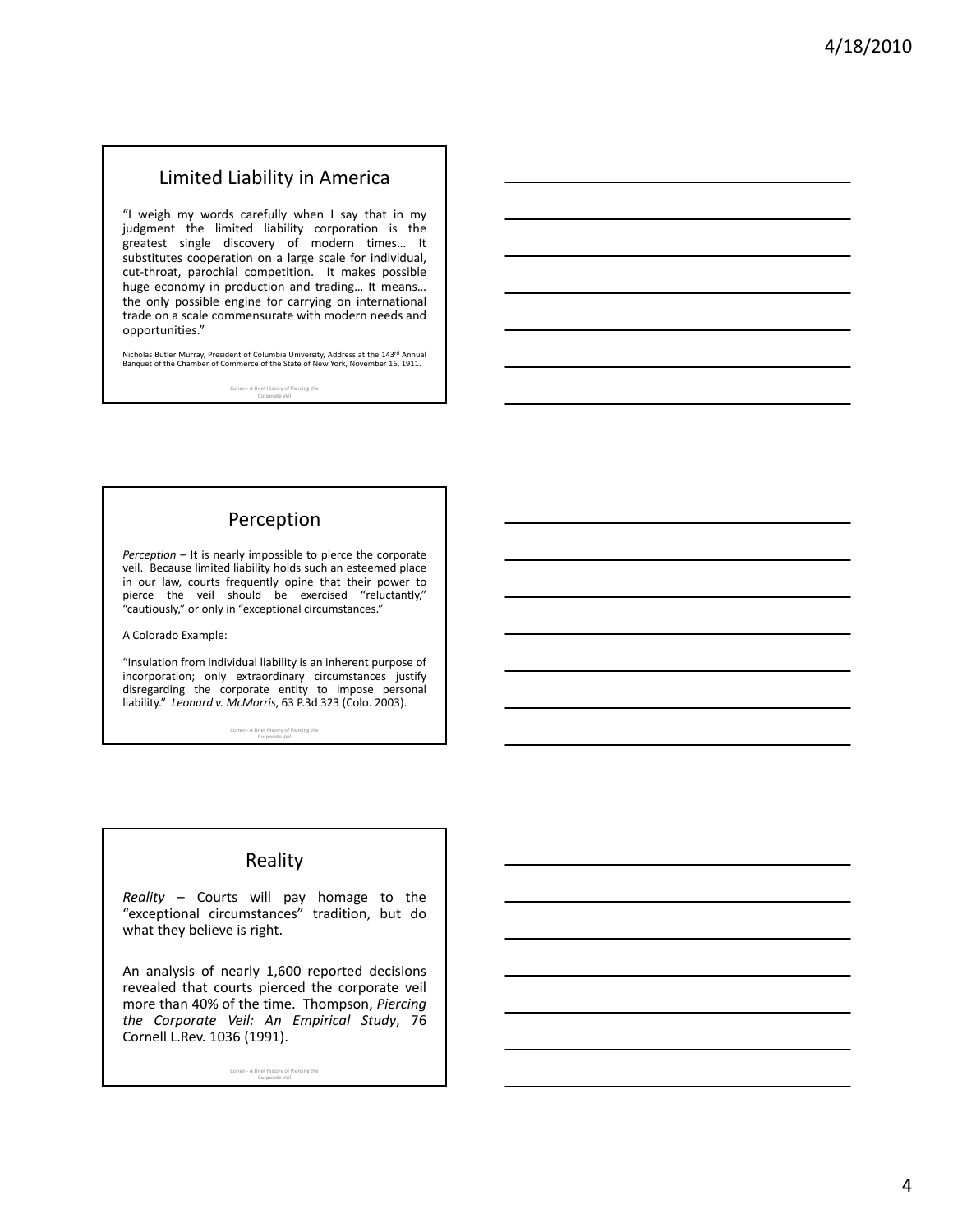## Limited Liability in America

"I weigh my words carefully when I say that in my judgment the limited liability corporation is the greatest single discovery of modern times… It substitutes cooperation on a large scale for individual, cut-throat, parochial competition. It makes possible huge economy in production and trading… It means… the only possible engine for carrying on international trade on a scale commensurate with modern needs and opportunities."

Nicholas Butler Murray, President of Columbia University, Address at the 143rd Annual Banquet of the Chamber of Commerce of the State of New York, November 16, 1911.

## Perception

*Perception* – It is nearly impossible to pierce the corporate veil. Because limited liability holds such an esteemed place in our law, courts frequently opine that their power to pierce the veil should be exercised "reluctantly," "cautiously," or only in "exceptional circumstances."

A Colorado Example:

"Insulation from individual liability is an inherent purpose of incorporation; only extraordinary circumstances justify disregarding the corporate entity to impose personal liability." *Leonard v. McMorris*, 63 P.3d 323 (Colo. 2003).

## Reality

*Reality* – Courts will pay homage to the "exceptional circumstances" tradition, but do what they believe is right.

An analysis of nearly 1,600 reported decisions revealed that courts pierced the corporate veil more than 40% of the time. Thompson, *Piercing the Corporate Veil: An Empirical Study*, 76 Cornell L.Rev. 1036 (1991).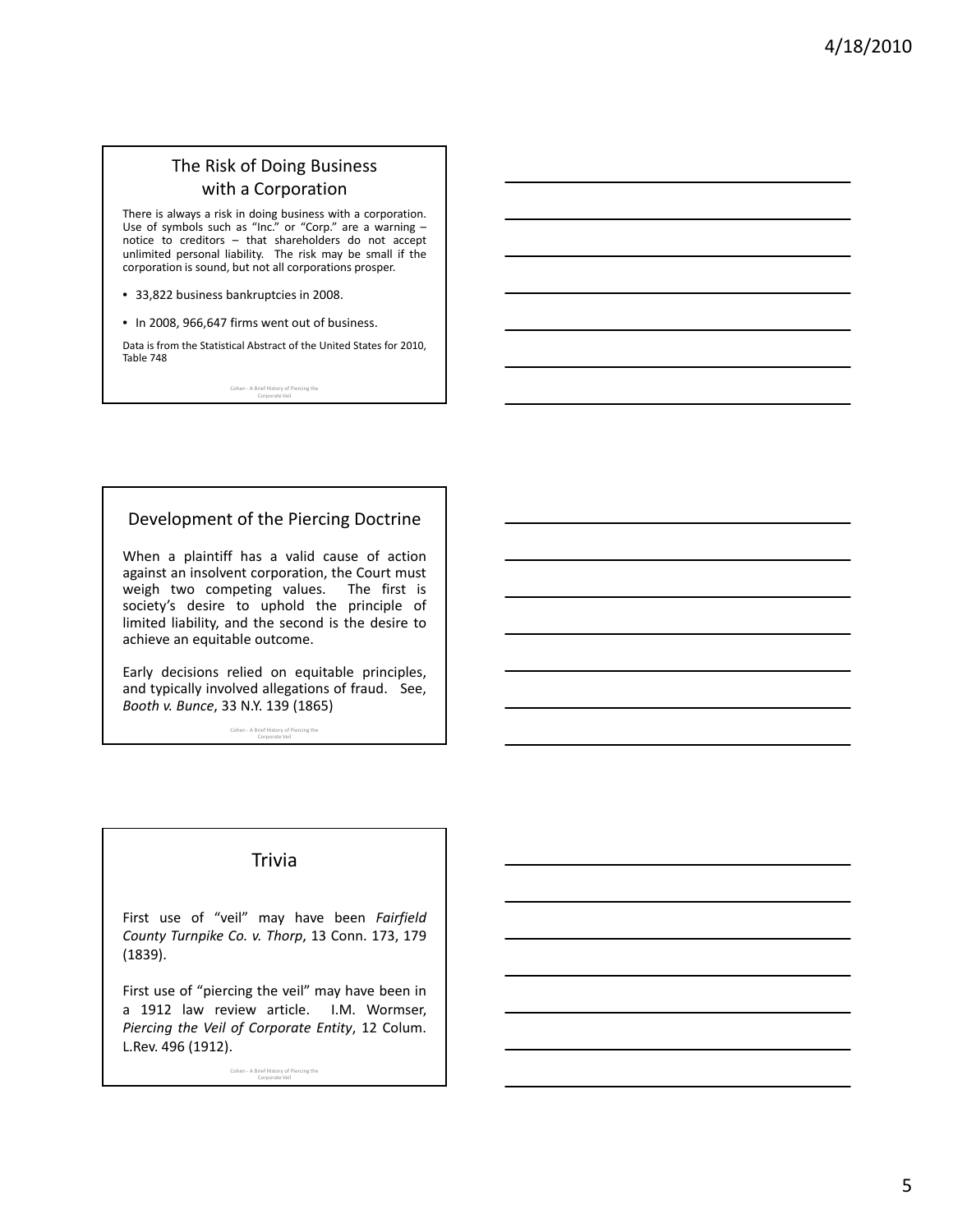## The Risk of Doing Business with a Corporation

There is always a risk in doing business with a corporation. Use of symbols such as "Inc." or "Corp." are a warning – notice to creditors – that shareholders do not accept unlimited personal liability. The risk may be small if the corporation is sound, but not all corporations prosper.

- 33,822 business bankruptcies in 2008.
- In 2008, 966,647 firms went out of business.

Data is from the Statistical Abstract of the United States for 2010, Table 748

## Development of the Piercing Doctrine

When a plaintiff has a valid cause of action against an insolvent corporation, the Court must weigh two competing values. The first is society's desire to uphold the principle of limited liability, and the second is the desire to achieve an equitable outcome.

Early decisions relied on equitable principles, and typically involved allegations of fraud. See, *Booth v. Bunce*, 33 N.Y. 139 (1865)

## Trivia

First use of "veil" may have been *Fairfield County Turnpike Co. v. Thorp*, 13 Conn. 173, 179 (1839).

First use of "piercing the veil" may have been in a 1912 law review article. I.M. Wormser, *Piercing the Veil of Corporate Entity*, 12 Colum. L.Rev. 496 (1912).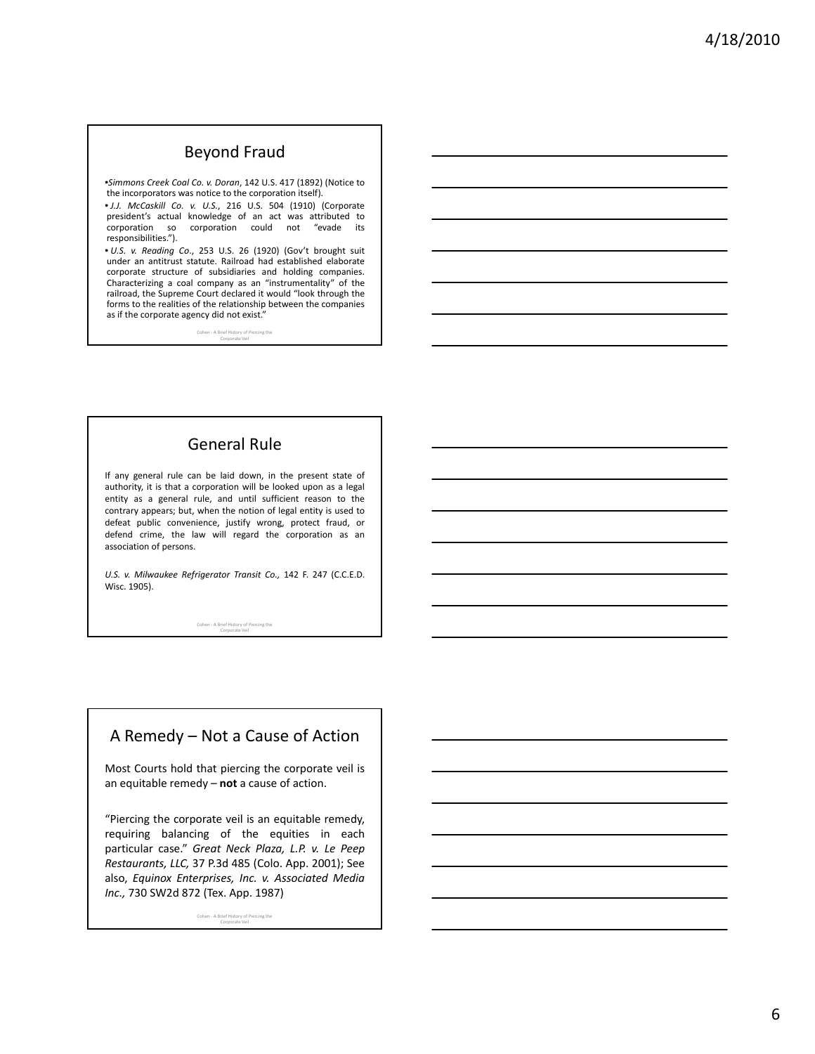## Beyond Fraud

- *Simmons Creek Coal Co. v. Doran*, 142 U.S. 417 (1892) (Notice to the incorporators was notice to the corporation itself).
- *J.J. McCaskill Co. v. U.S.*, 216 U.S. 504 (1910) (Corporate president's actual knowledge of an act was attributed to corporation so corporation could not "evade its responsibilities.").
- *U.S. v. Reading Co*., 253 U.S. 26 (1920) (Gov't brought suit under an antitrust statute. Railroad had established elaborate corporate structure of subsidiaries and holding companies. Characterizing a coal company as an "instrumentality" of the railroad, the Supreme Court declared it would "look through the forms to the realities of the relationship between the companies as if the corporate agency did not exist."

## General Rule

If any general rule can be laid down, in the present state of authority, it is that a corporation will be looked upon as a legal entity as a general rule, and until sufficient reason to the contrary appears; but, when the notion of legal entity is used to defeat public convenience, justify wrong, protect fraud, or defend crime, the law will regard the corporation as an association of persons.

*U.S. v. Milwaukee Refrigerator Transit Co.,* 142 F. 247 (C.C.E.D. Wisc. 1905).

## A Remedy – Not a Cause of Action

Most Courts hold that piercing the corporate veil is an equitable remedy – **not** a cause of action.

"Piercing the corporate veil is an equitable remedy, requiring balancing of the equities in each particular case." *Great Neck Plaza, L.P. v. Le Peep Restaurants, LLC,* 37 P.3d 485 (Colo. App. 2001); See also, *Equinox Enterprises, Inc. v. Associated Media Inc.,* 730 SW2d 872 (Tex. App. 1987)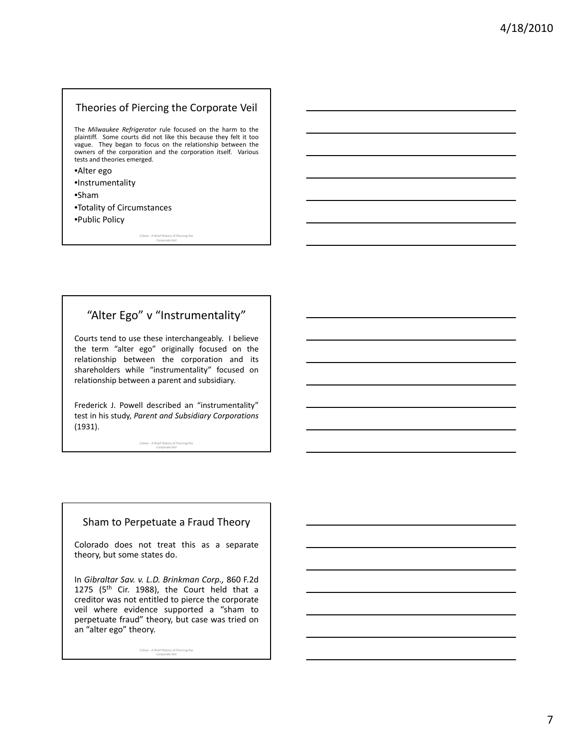## Theories of Piercing the Corporate Veil

The *Milwaukee Refrigerator* rule focused on the harm to the plaintiff. Some courts did not like this because they felt it too vague. They began to focus on the relationship between the owners of the corporation and the corporation itself. Various tests and theories emerged.

- Alter ego
- Instrumentality
- Sham
- Totality of Circumstances
- Public Policy

Cohen - A Brief History of Piercing the Corporate Veil

## "Alter Ego" v "Instrumentality"

Courts tend to use these interchangeably. I believe the term "alter ego" originally focused on the relationship between the corporation and its shareholders while "instrumentality" focused on relationship between a parent and subsidiary.

Frederick J. Powell described an "instrumentality" test in his study, *Parent and Subsidiary Corporations* (1931).

Cohen - A Brief History of Piercing the Corporate Veil

## Sham to Perpetuate a Fraud Theory

Colorado does not treat this as a separate theory, but some states do.

In *Gibraltar Sav. v. L.D. Brinkman Corp.,* 860 F.2d 1275 (5th Cir. 1988), the Court held that a creditor was not entitled to pierce the corporate veil where evidence supported a "sham to perpetuate fraud" theory, but case was tried on an "alter ego" theory.

Cohen - A Brief History of Piercing the Corporate Veil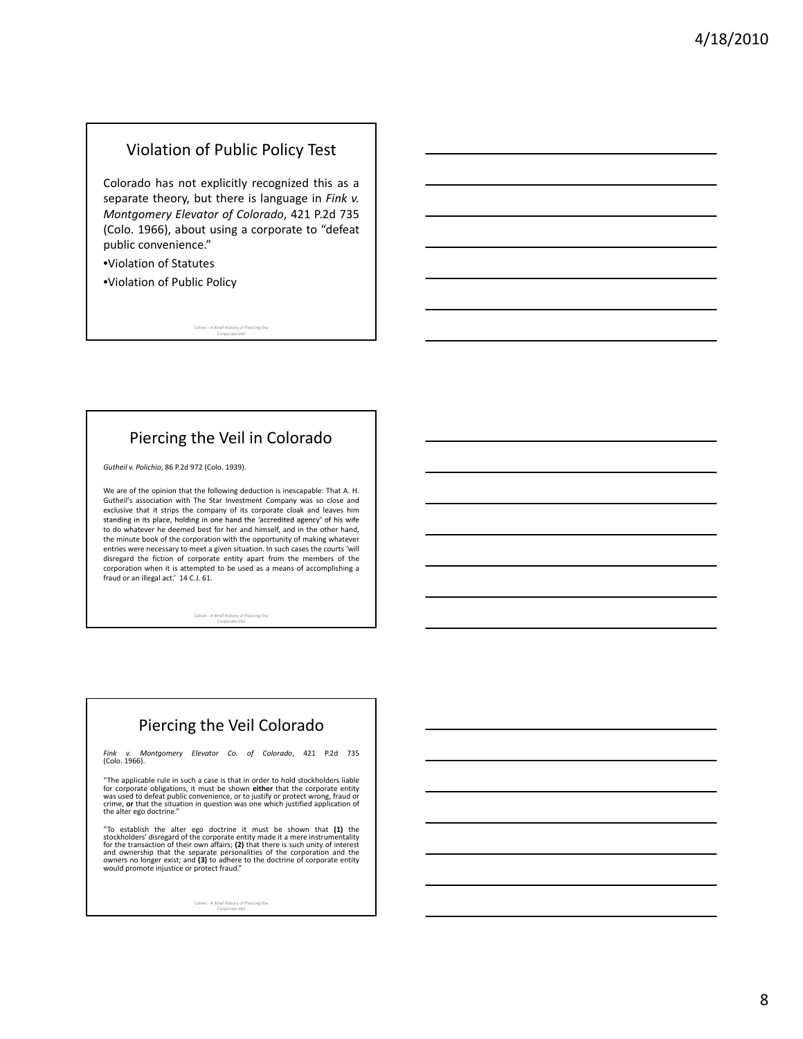## Violation of Public Policy Test

Colorado has not explicitly recognized this as a separate theory, but there is language in *Fink v. Montgomery Elevator of Colorado*, 421 P.2d 735 (Colo. 1966), about using a corporate to "defeat public convenience."

- Violation of Statutes
- Violation of Public Policy

## Piercing the Veil in Colorado

*Gutheil v. Polichio*, 86 P.2d 972 (Colo. 1939).

We are of the opinion that the following deduction is inescapable: That A. H. Gutheil's association with The Star Investment Company was so close and exclusive that it strips the company of its corporate cloak and leaves him standing in its place, holding in one hand the 'accredited agency' of his wife to do whatever he deemed best for her and himself, and in the other hand, the minute book of the corporation with the opportunity of making whatever entries were necessary to meet a given situation. In such cases the courts 'will disregard the fiction of corporate entity apart from the members of the corporation when it is attempted to be used as a means of accomplishing a fraud or an illegal act.' 14 C.J. 61.

## Piercing the Veil Colorado

*Fink v. Montgomery Elevator Co. of Colorado*, 421 P.2d 735 (Colo. 1966).

"The applicable rule in such a case is that in order to hold stockholders liable for corporate obligations, it must be shown **either** that the corporate entity was used to defeat public convenience, or to justify or protect wrong, fraud or crime, **or** that the situation in question was one which justified application of the alter ego doctrine."

"To establish the alter ego doctrine it must be shown that **(1)** the stockholders' disregard of the corporate entity made it a mere instrumentality for the transaction of their own affairs; **(2)** that there is such unity of interest and ownership that the separate personalities of the corporation and the owners no longer exist; and **(3)** to adhere to the doctrine of corporate entity would promote injustice or protect fraud."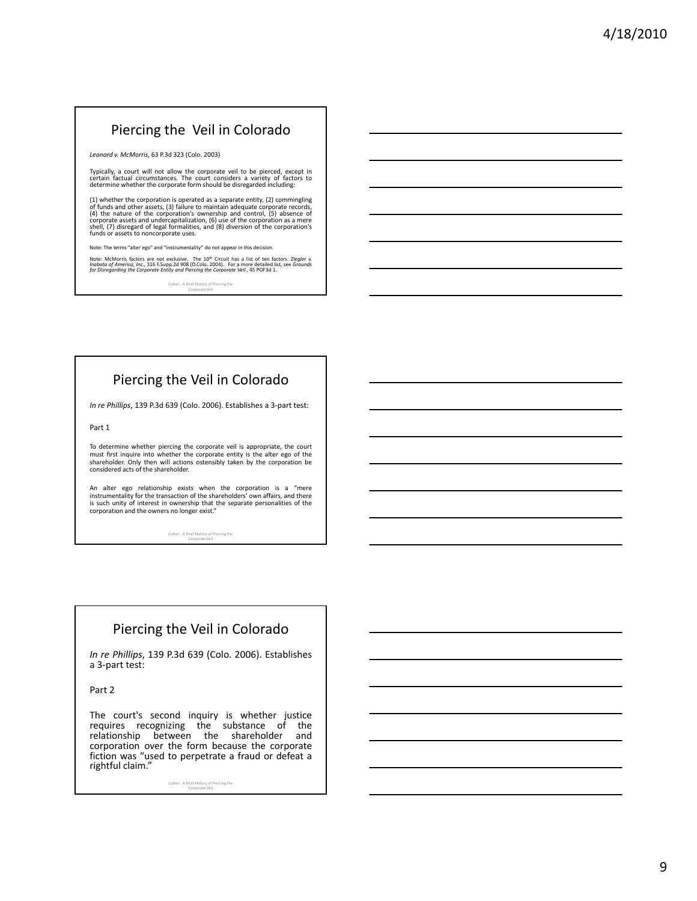## Piercing the Veil in Colorado

*Leonard v. McMorris*, 63 P.3d 323 (Colo. 2003)

Typically, a court will not allow the corporate veil to be pierced, except in certain factual circumstances. The court considers a variety of factors to determine whether the corporate form should be disregarded including:

(1) whether the corporation is operated as a separate entity, (2) commingling of funds and other assets, (3) failure to maintain adequate corporate records, (4) the nature of the corporation's ownership and control, (5) absence of corporate assets and undercapitalization, (6) use of the corporation as a mere shell, (7) disregard of legal formalities, and (8) diversion of the corporation's funds or assets to noncorporate uses.

Note: The terms "alter ego" and "instrumentality" do not appear in this decision.

Note: McMorris factors are not exclusive. The 10th Circuit has a list of ten factors. *Ziegler v. Inabata of America, Inc.*, 316 F.Supp.2d 908 (D.Colo. 2004). For a more detailed list, see *Grounds for Disregarding the Corporate Entity and Piercing the Corporate Veil*, 45 POF3d 1.

Cohen - A Brief History of Piercing the Corporate Veil

## Piercing the Veil in Colorado

*In re Phillips*, 139 P.3d 639 (Colo. 2006). Establishes a 3-part test:

Part 1

To determine whether piercing the corporate veil is appropriate, the court must first inquire into whether the corporate entity is the alter ego of the shareholder. Only then will actions ostensibly taken by the corporation be considered acts of the shareholder.

An alter ego relationship exists when the corporation is a "mere instrumentality for the transaction of the shareholders' own affairs, and there is such unity of interest in ownership that the separate personalities of the corporation and the owners no longer exist."

Cohen - A Brief History of Piercing the Corporate Veil

## Piercing the Veil in Colorado

*In re Phillips*, 139 P.3d 639 (Colo. 2006). Establishes a 3-part test:

Part 2

The court's second inquiry is whether justice requires recognizing the substance of the relationship between the shareholder and corporation over the form because the corporate fiction was "used to perpetrate a fraud or defeat a rightful claim."

Cohen - A Brief History of Piercing the Corporate Veil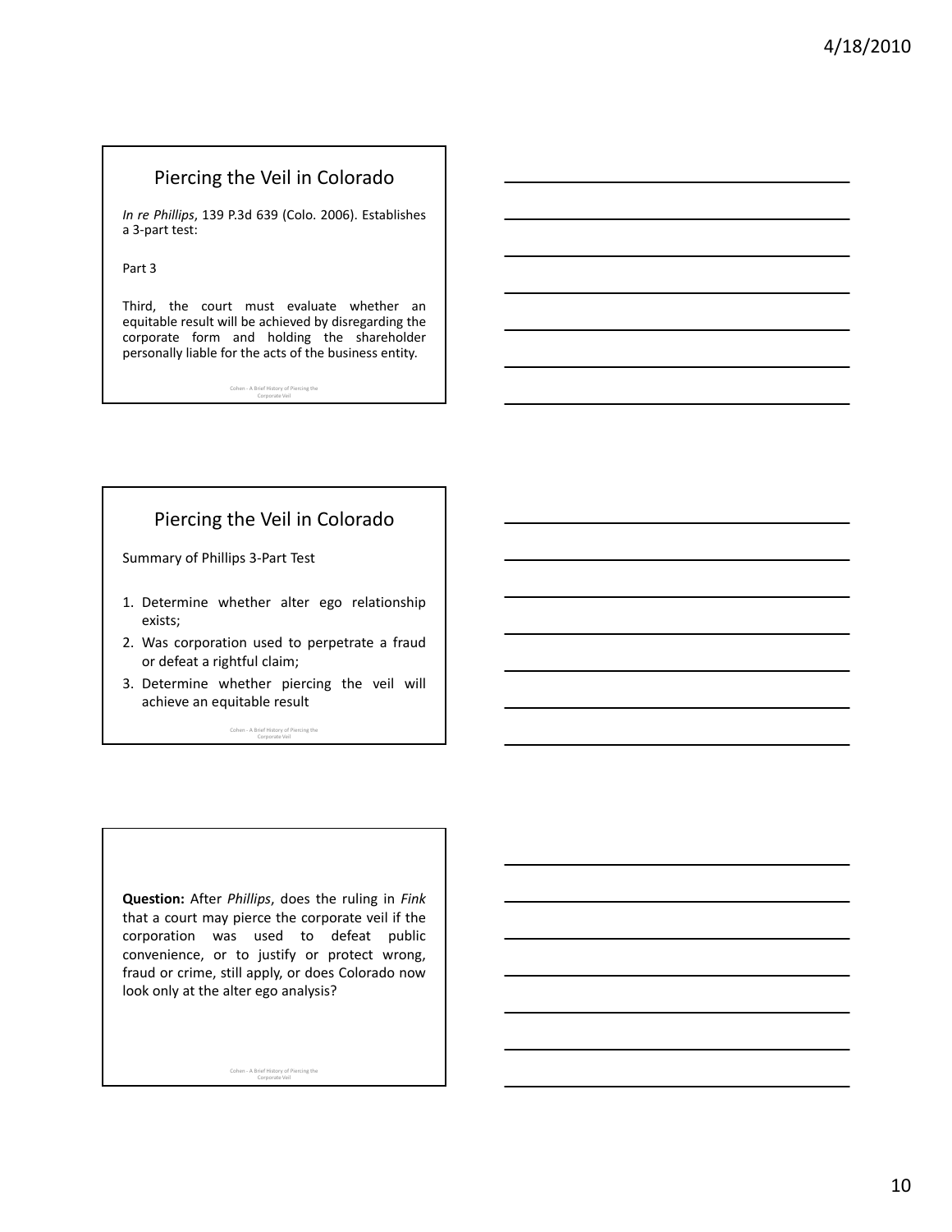## Piercing the Veil in Colorado

*In re Phillips*, 139 P.3d 639 (Colo. 2006). Establishes a 3-part test:

Part 3

Third, the court must evaluate whether an equitable result will be achieved by disregarding the corporate form and holding the shareholder personally liable for the acts of the business entity.

## Piercing the Veil in Colorado

Summary of Phillips 3-Part Test

1. Determine whether alter ego relationship exists;
2. Was corporation used to perpetrate a fraud or defeat a rightful claim;
3. Determine whether piercing the veil will achieve an equitable result

**Question:** After *Phillips*, does the ruling in *Fink* that a court may pierce the corporate veil if the corporation was used to defeat public convenience, or to justify or protect wrong, fraud or crime, still apply, or does Colorado now look only at the alter ego analysis?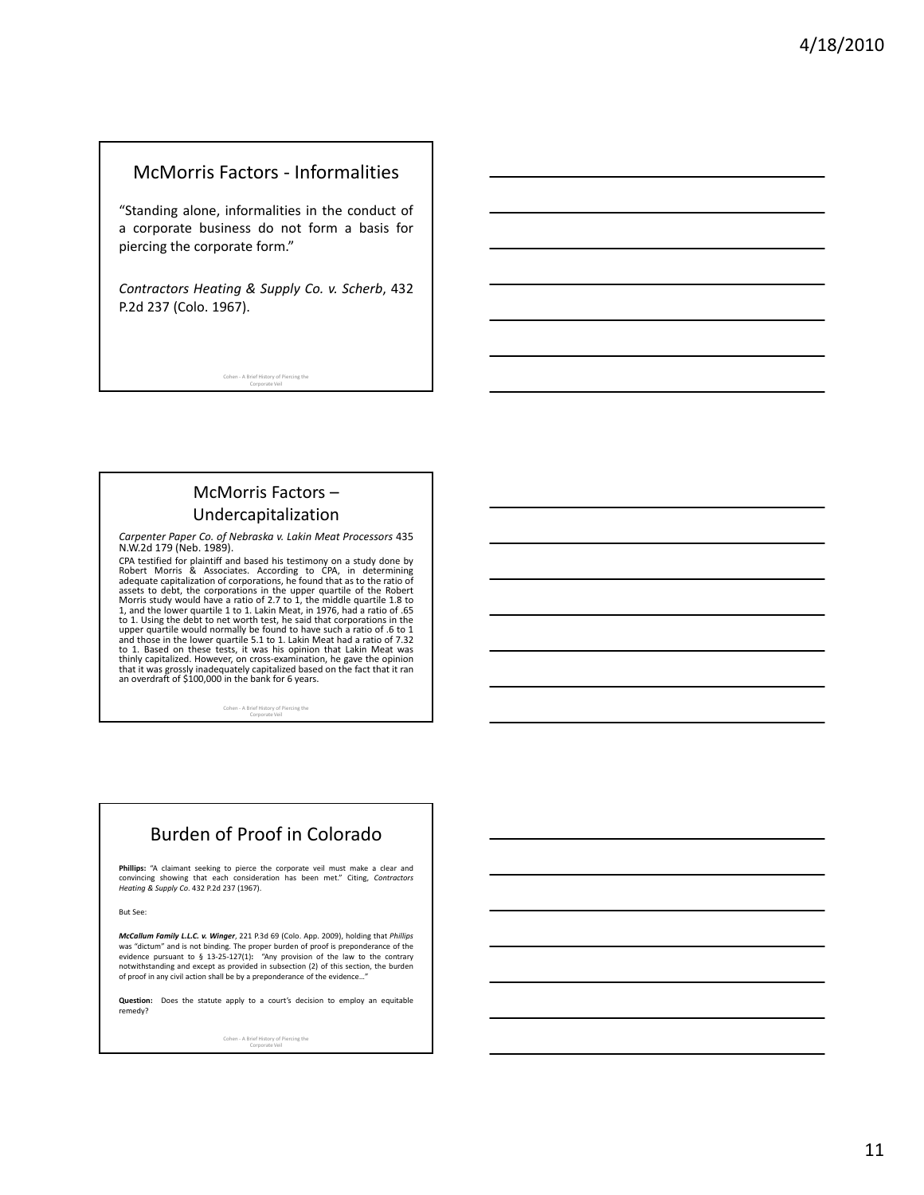## McMorris Factors - Informalities

"Standing alone, informalities in the conduct of a corporate business do not form a basis for piercing the corporate form."

*Contractors Heating & Supply Co. v. Scherb*, 432 P.2d 237 (Colo. 1967).

## McMorris Factors – Undercapitalization

*Carpenter Paper Co. of Nebraska v. Lakin Meat Processors* 435 N.W.2d 179 (Neb. 1989).

CPA testified for plaintiff and based his testimony on a study done by Robert Morris & Associates. According to CPA, in determining adequate capitalization of corporations, he found that as to the ratio of assets to debt, the corporations in the upper quartile of the Robert Morris study would have a ratio of 2.7 to 1, the middle quartile 1.8 to 1, and the lower quartile 1 to 1. Lakin Meat, in 1976, had a ratio of .65 to 1. Using the debt to net worth test, he said that corporations in the upper quartile would normally be found to have such a ratio of .6 to 1 and those in the lower quartile 5.1 to 1. Lakin Meat had a ratio of 7.32 to 1. Based on these tests, it was his opinion that Lakin Meat was thinly capitalized. However, on cross-examination, he gave the opinion that it was grossly inadequately capitalized based on the fact that it ran an overdraft of $100,000 in the bank for 6 years.

## Burden of Proof in Colorado

**Phillips:** "A claimant seeking to pierce the corporate veil must make a clear and convincing showing that each consideration has been met." Citing, *Contractors Heating & Supply Co.* 432 P.2d 237 (1967).

But See:

***McCallum Family L.L.C. v. Winger***, 221 P.3d 69 (Colo. App. 2009), holding that *Phillips* was "dictum" and is not binding. The proper burden of proof is preponderance of the evidence pursuant to § 13-25-127(1): "Any provision of the law to the contrary notwithstanding and except as provided in subsection (2) of this section, the burden of proof in any civil action shall be by a preponderance of the evidence…"

**Question:** Does the statute apply to a court's decision to employ an equitable remedy?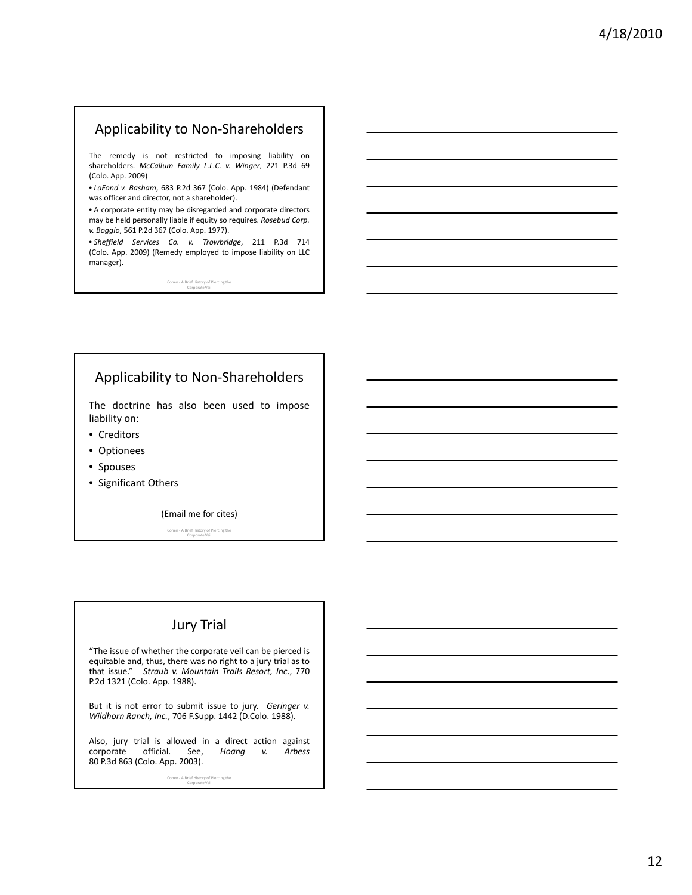## Applicability to Non-Shareholders

The remedy is not restricted to imposing liability on shareholders. *McCallum Family L.L.C. v. Winger*, 221 P.3d 69 (Colo. App. 2009)

• *LaFond v. Basham*, 683 P.2d 367 (Colo. App. 1984) (Defendant was officer and director, not a shareholder).

• A corporate entity may be disregarded and corporate directors may be held personally liable if equity so requires. *Rosebud Corp. v. Boggio*, 561 P.2d 367 (Colo. App. 1977).

• *Sheffield Services Co. v. Trowbridge*, 211 P.3d 714 (Colo. App. 2009) (Remedy employed to impose liability on LLC manager).

## Applicability to Non-Shareholders

The doctrine has also been used to impose liability on:

- Creditors
- Optionees
- Spouses
- Significant Others

(Email me for cites)

## Jury Trial

"The issue of whether the corporate veil can be pierced is equitable and, thus, there was no right to a jury trial as to that issue." *Straub v. Mountain Trails Resort, Inc.*, 770 P.2d 1321 (Colo. App. 1988).

But it is not error to submit issue to jury. *Geringer v. Wildhorn Ranch, Inc.*, 706 F.Supp. 1442 (D.Colo. 1988).

Also, jury trial is allowed in a direct action against corporate official. See, *Hoang v. Arbess* 80 P.3d 863 (Colo. App. 2003).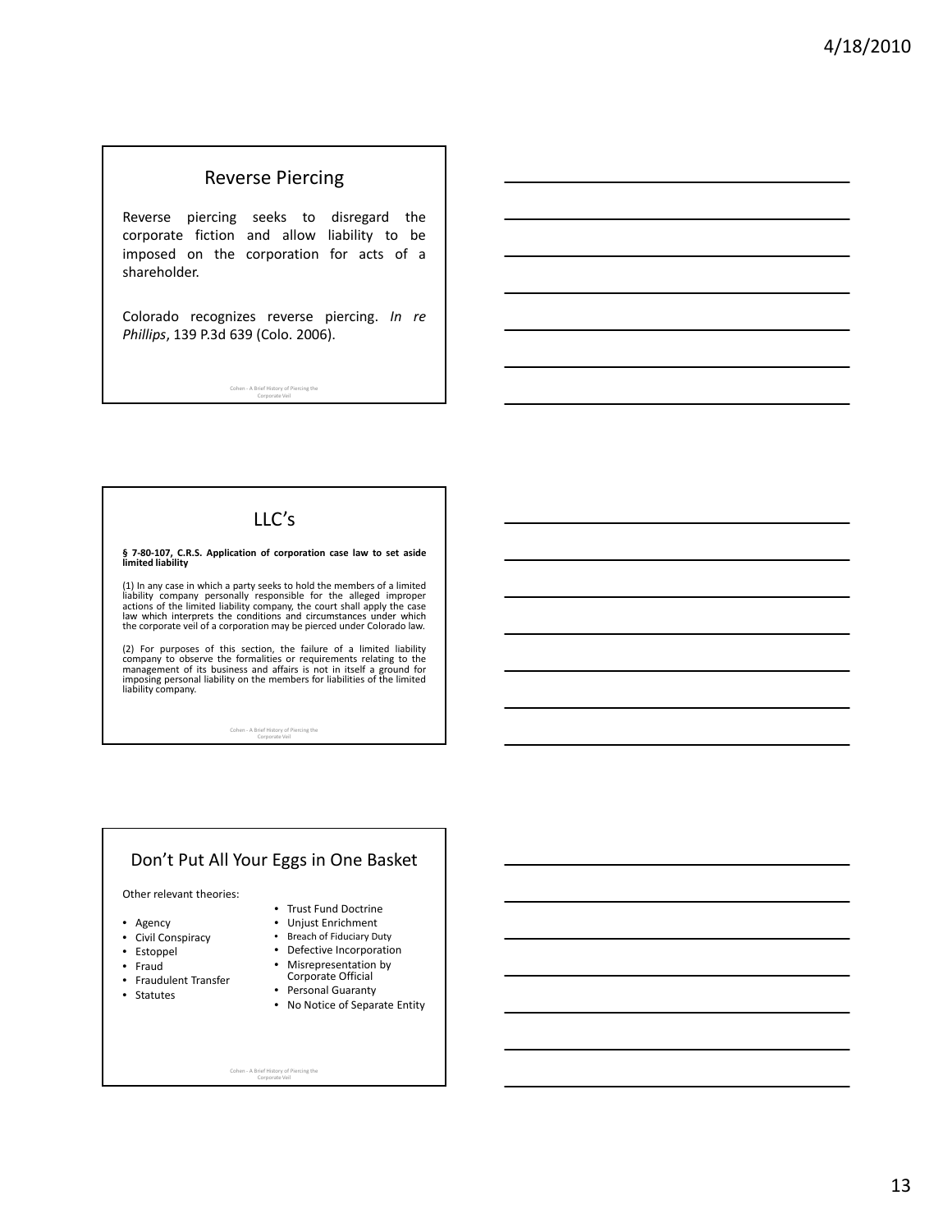## Reverse Piercing

Reverse piercing seeks to disregard the corporate fiction and allow liability to be imposed on the corporation for acts of a shareholder.

Colorado recognizes reverse piercing. *In re Phillips*, 139 P.3d 639 (Colo. 2006).

## LLC's

**§ 7-80-107, C.R.S. Application of corporation case law to set aside limited liability**

(1) In any case in which a party seeks to hold the members of a limited liability company personally responsible for the alleged improper actions of the limited liability company, the court shall apply the case law which interprets the conditions and circumstances under which the corporate veil of a corporation may be pierced under Colorado law.

(2) For purposes of this section, the failure of a limited liability company to observe the formalities or requirements relating to the management of its business and affairs is not in itself a ground for imposing personal liability on the members for liabilities of the limited liability company.

## Don't Put All Your Eggs in One Basket

Other relevant theories:

- Agency
- Civil Conspiracy
- Estoppel
- Fraud
- Fraudulent Transfer
- Statutes
- Trust Fund Doctrine
- Unjust Enrichment
- Breach of Fiduciary Duty
- Defective Incorporation
- Misrepresentation by Corporate Official
- Personal Guaranty
- No Notice of Separate Entity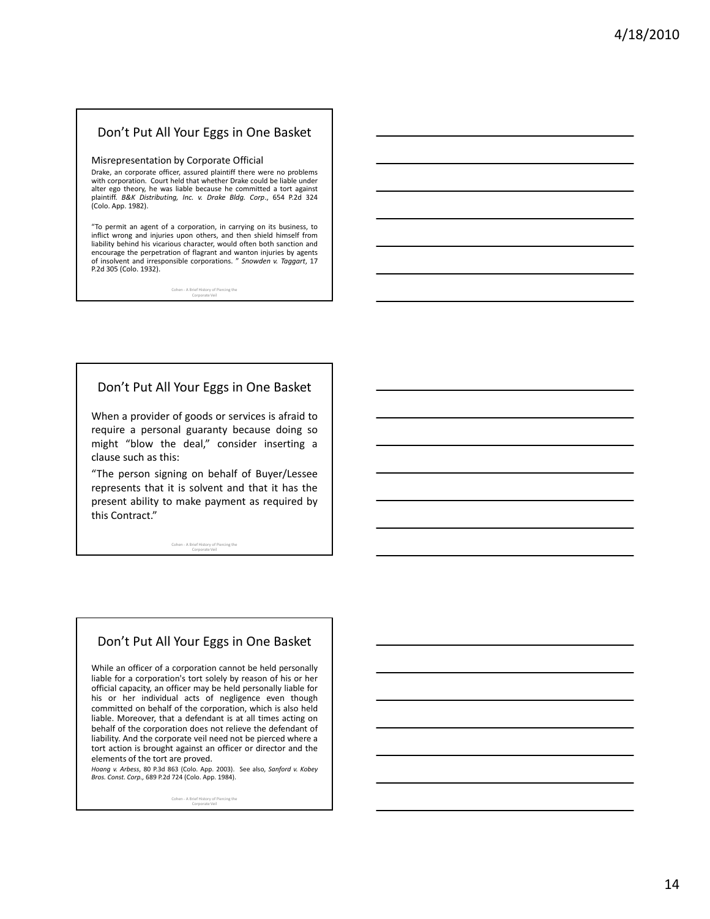## Don't Put All Your Eggs in One Basket

Misrepresentation by Corporate Official

Drake, an corporate officer, assured plaintiff there were no problems with corporation. Court held that whether Drake could be liable under alter ego theory, he was liable because he committed a tort against plaintiff. *B&K Distributing, Inc. v. Drake Bldg. Corp*., 654 P.2d 324 (Colo. App. 1982).

"To permit an agent of a corporation, in carrying on its business, to inflict wrong and injuries upon others, and then shield himself from liability behind his vicarious character, would often both sanction and encourage the perpetration of flagrant and wanton injuries by agents of insolvent and irresponsible corporations. " *Snowden v. Taggart*, 17 P.2d 305 (Colo. 1932).

## Don't Put All Your Eggs in One Basket

When a provider of goods or services is afraid to require a personal guaranty because doing so might "blow the deal," consider inserting a clause such as this:

"The person signing on behalf of Buyer/Lessee represents that it is solvent and that it has the present ability to make payment as required by this Contract."

## Don't Put All Your Eggs in One Basket

While an officer of a corporation cannot be held personally liable for a corporation's tort solely by reason of his or her official capacity, an officer may be held personally liable for his or her individual acts of negligence even though committed on behalf of the corporation, which is also held liable. Moreover, that a defendant is at all times acting on behalf of the corporation does not relieve the defendant of liability. And the corporate veil need not be pierced where a tort action is brought against an officer or director and the elements of the tort are proved.

*Hoang v. Arbess*, 80 P.3d 863 (Colo. App. 2003). See also, *Sanford v. Kobey Bros. Const. Corp.*, 689 P.2d 724 (Colo. App. 1984).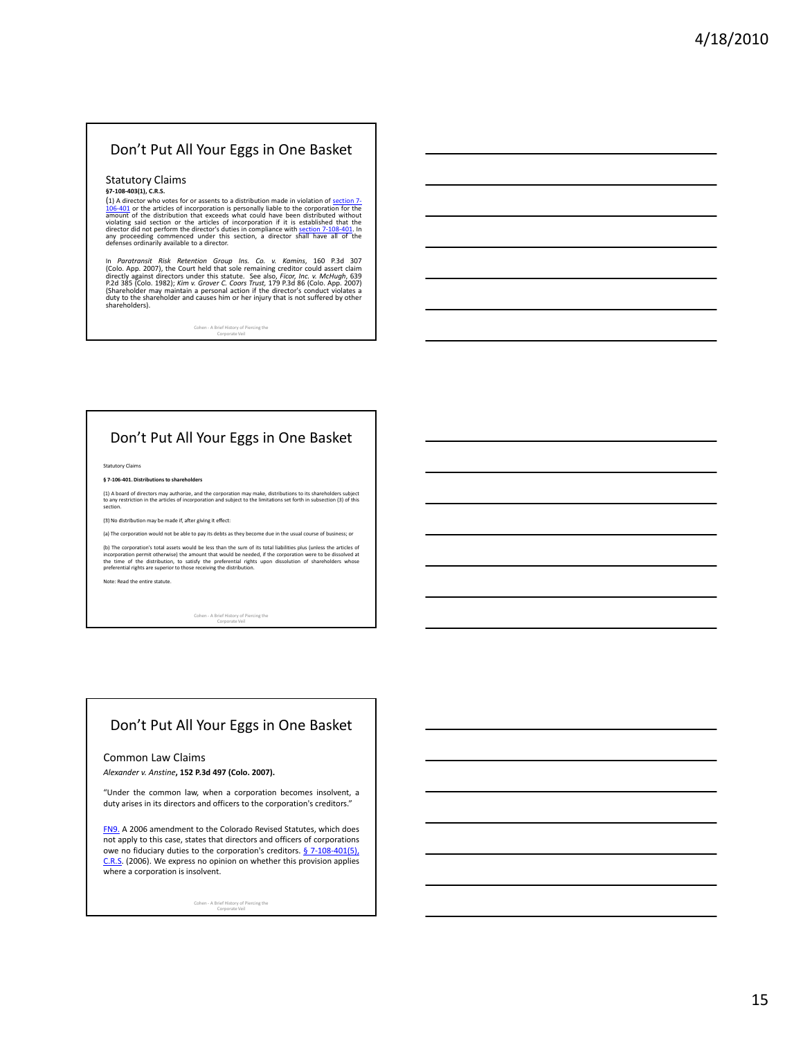## Don't Put All Your Eggs in One Basket

### Statutory Claims

**§7-108-403(1), C.R.S.**

(1) A director who votes for or assents to a distribution made in violation of section 7-106-401 or the articles of incorporation is personally liable to the corporation for the amount of the distribution that exceeds what could have been distributed without violating said section or the articles of incorporation if it is established that the director did not perform the director's duties in compliance with section 7-108-401. In any proceeding commenced under this section, a director shall have all of the defenses ordinarily available to a director.

In *Paratransit Risk Retention Group Ins. Co. v. Kamins*, 160 P.3d 307 (Colo. App. 2007), the Court held that sole remaining creditor could assert claim directly against directors under this statute. See also, *Ficor, Inc. v. McHugh*, 639 P.2d 385 (Colo. 1982); *Kim v. Grover C. Coors Trust*, 179 P.3d 86 (Colo. App. 2007) (Shareholder may maintain a personal action if the director's conduct violates a duty to the shareholder and causes him or her injury that is not suffered by other shareholders).

Cohen - A Brief History of Piercing the Corporate Veil

## Don't Put All Your Eggs in One Basket

Statutory Claims

**§ 7-106-401. Distributions to shareholders**

(1) A board of directors may authorize, and the corporation may make, distributions to its shareholders subject to any restriction in the articles of incorporation and subject to the limitations set forth in subsection (3) of this section.

(3) No distribution may be made if, after giving it effect:

(a) The corporation would not be able to pay its debts as they become due in the usual course of business; or

(b) The corporation's total assets would be less than the sum of its total liabilities plus (unless the articles of incorporation permit otherwise) the amount that would be needed, if the corporation were to be dissolved at the time of the distribution, to satisfy the preferential rights upon dissolution of shareholders whose preferential rights are superior to those receiving the distribution.

Note: Read the entire statute.

Cohen - A Brief History of Piercing the Corporate Veil

## Don't Put All Your Eggs in One Basket

### Common Law Claims

*Alexander v. Anstine*, **152 P.3d 497 (Colo. 2007).**

"Under the common law, when a corporation becomes insolvent, a duty arises in its directors and officers to the corporation's creditors."

FN9. A 2006 amendment to the Colorado Revised Statutes, which does not apply to this case, states that directors and officers of corporations owe no fiduciary duties to the corporation's creditors. § 7-108-401(5), C.R.S. (2006). We express no opinion on whether this provision applies where a corporation is insolvent.

Cohen - A Brief History of Piercing the Corporate Veil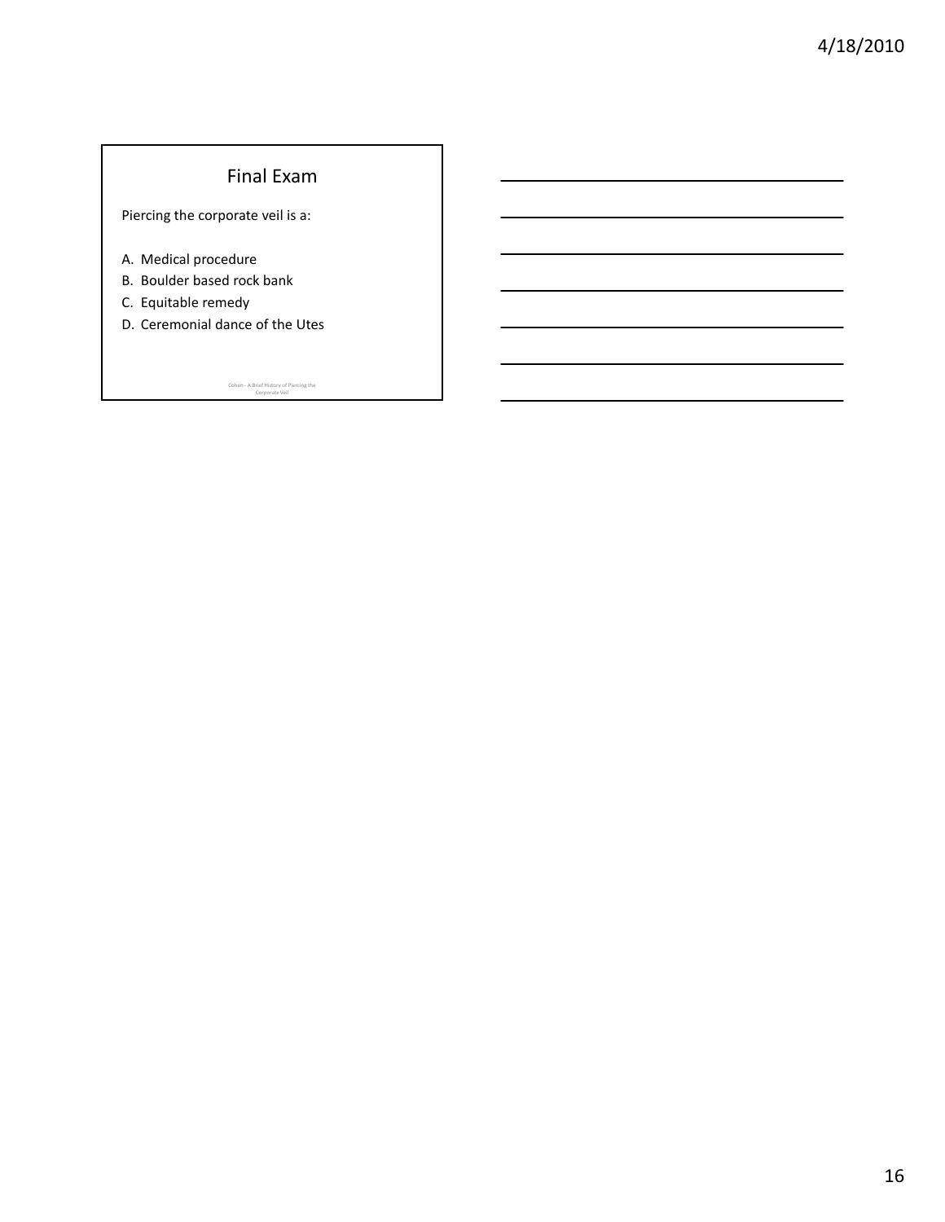## Final Exam

Piercing the corporate veil is a:

A. Medical procedure
B. Boulder based rock bank
C. Equitable remedy
D. Ceremonial dance of the Utes